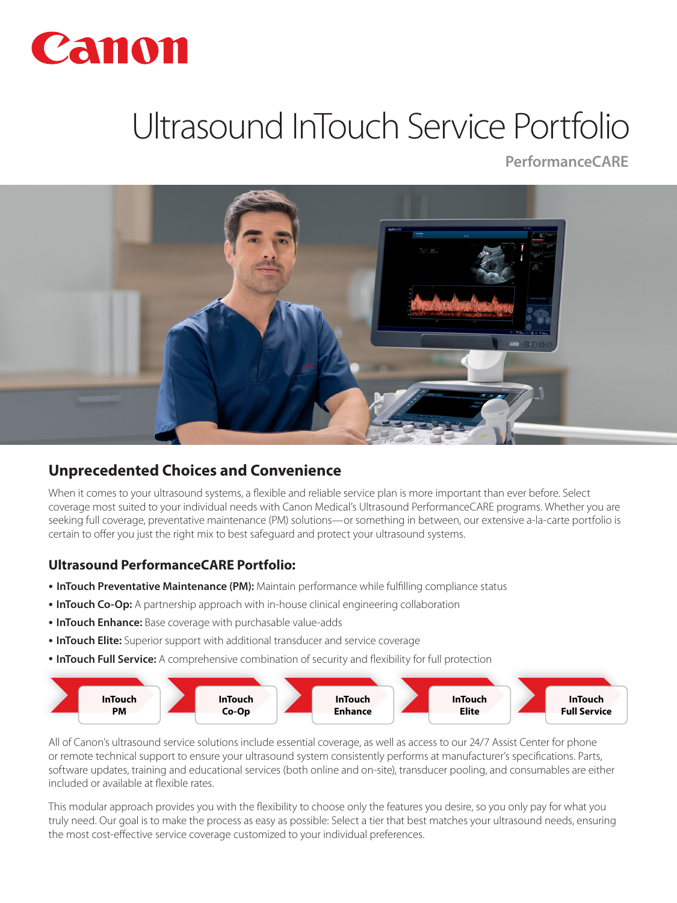# Ultrasound InTouch Service Portfolio

**PerformanceCARE**

## Unprecedented Choices and Convenience

When it comes to your ultrasound systems, a flexible and reliable service plan is more important than ever before. Select coverage most suited to your individual needs with Canon Medical's Ultrasound PerformanceCARE programs. Whether you are seeking full coverage, preventative maintenance (PM) solutions—or something in between, our extensive a-la-carte portfolio is certain to offer you just the right mix to best safeguard and protect your ultrasound systems.

## Ultrasound PerformanceCARE Portfolio:

- **InTouch Preventative Maintenance (PM):** Maintain performance while fulfilling compliance status
- **InTouch Co-Op:** A partnership approach with in-house clinical engineering collaboration
- **InTouch Enhance:** Base coverage with purchasable value-adds
- **InTouch Elite:** Superior support with additional transducer and service coverage
- **InTouch Full Service:** A comprehensive combination of security and flexibility for full protection

**InTouch PM** → **InTouch Co-Op** → **InTouch Enhance** → **InTouch Elite** → **InTouch Full Service**

All of Canon's ultrasound service solutions include essential coverage, as well as access to our 24/7 Assist Center for phone or remote technical support to ensure your ultrasound system consistently performs at manufacturer's specifications. Parts, software updates, training and educational services (both online and on-site), transducer pooling, and consumables are either included or available at flexible rates.

This modular approach provides you with the flexibility to choose only the features you desire, so you only pay for what you truly need. Our goal is to make the process as easy as possible: Select a tier that best matches your ultrasound needs, ensuring the most cost-effective service coverage customized to your individual preferences.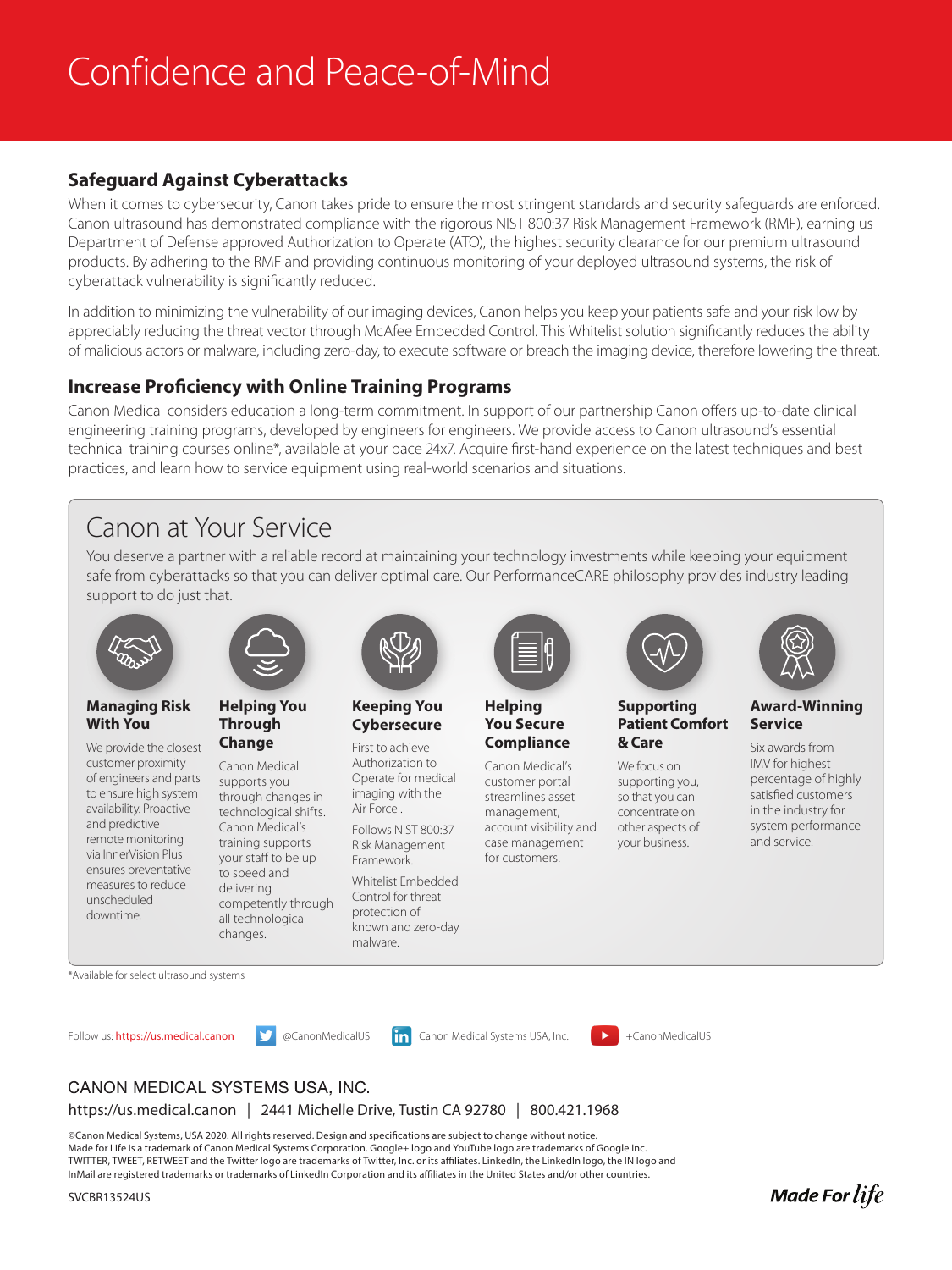# Confidence and Peace-of-Mind

## Safeguard Against Cyberattacks

When it comes to cybersecurity, Canon takes pride to ensure the most stringent standards and security safeguards are enforced. Canon ultrasound has demonstrated compliance with the rigorous NIST 800:37 Risk Management Framework (RMF), earning us Department of Defense approved Authorization to Operate (ATO), the highest security clearance for our premium ultrasound products. By adhering to the RMF and providing continuous monitoring of your deployed ultrasound systems, the risk of cyberattack vulnerability is significantly reduced.

In addition to minimizing the vulnerability of our imaging devices, Canon helps you keep your patients safe and your risk low by appreciably reducing the threat vector through McAfee Embedded Control. This Whitelist solution significantly reduces the ability of malicious actors or malware, including zero-day, to execute software or breach the imaging device, therefore lowering the threat.

## Increase Proficiency with Online Training Programs

Canon Medical considers education a long-term commitment. In support of our partnership Canon offers up-to-date clinical engineering training programs, developed by engineers for engineers. We provide access to Canon ultrasound's essential technical training courses online*, available at your pace 24x7. Acquire first-hand experience on the latest techniques and best practices, and learn how to service equipment using real-world scenarios and situations.

## Canon at Your Service

You deserve a partner with a reliable record at maintaining your technology investments while keeping your equipment safe from cyberattacks so that you can deliver optimal care. Our PerformanceCARE philosophy provides industry leading support to do just that.

### Managing Risk With You

We provide the closest customer proximity of engineers and parts to ensure high system availability. Proactive and predictive remote monitoring via InnerVision Plus ensures preventative measures to reduce unscheduled downtime.

### Helping You Through Change

Canon Medical supports you through changes in technological shifts. Canon Medical's training supports your staff to be up to speed and delivering competently through all technological changes.

### Keeping You Cybersecure

First to achieve Authorization to Operate for medical imaging with the Air Force .

Follows NIST 800:37 Risk Management Framework.

Whitelist Embedded Control for threat protection of known and zero-day malware.

### Helping You Secure Compliance

Canon Medical's customer portal streamlines asset management, account visibility and case management for customers.

### Supporting Patient Comfort & Care

We focus on supporting you, so that you can concentrate on other aspects of your business.

### Award-Winning Service

Six awards from IMV for highest percentage of highly satisfied customers in the industry for system performance and service.

*Available for select ultrasound systems

Follow us: https://us.medical.canon | @CanonMedicalUS | Canon Medical Systems USA, Inc. | +CanonMedicalUS

CANON MEDICAL SYSTEMS USA, INC.

https://us.medical.canon | 2441 Michelle Drive, Tustin CA 92780 | 800.421.1968

©Canon Medical Systems, USA 2020. All rights reserved. Design and specifications are subject to change without notice.
Made for Life is a trademark of Canon Medical Systems Corporation. Google+ logo and YouTube logo are trademarks of Google Inc.
TWITTER, TWEET, RETWEET and the Twitter logo are trademarks of Twitter, Inc. or its affiliates. LinkedIn, the LinkedIn logo, the IN logo and InMail are registered trademarks or trademarks of LinkedIn Corporation and its affiliates in the United States and/or other countries.

SVCBR13524US

Made For life